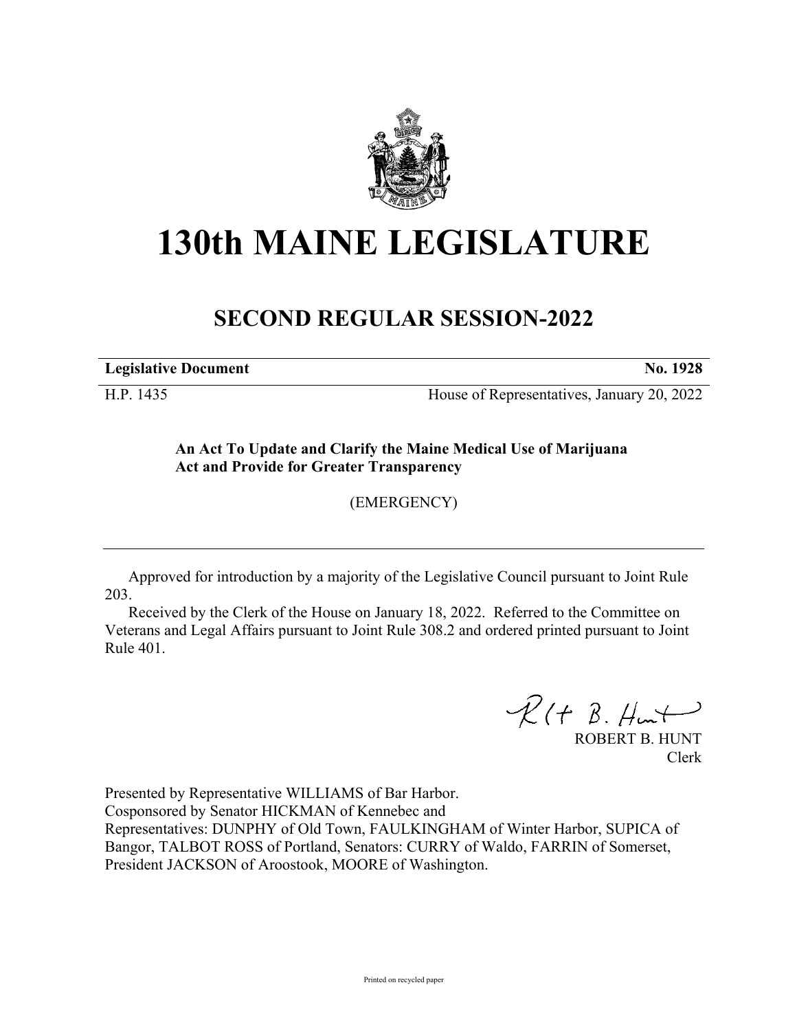# 130th MAINE LEGISLATURE

## SECOND REGULAR SESSION-2022

| **Legislative Document** | **No. 1928** |
|---|---|
| H.P. 1435 | House of Representatives, January 20, 2022 |

**An Act To Update and Clarify the Maine Medical Use of Marijuana Act and Provide for Greater Transparency**

(EMERGENCY)

Approved for introduction by a majority of the Legislative Council pursuant to Joint Rule 203.

Received by the Clerk of the House on January 18, 2022. Referred to the Committee on Veterans and Legal Affairs pursuant to Joint Rule 308.2 and ordered printed pursuant to Joint Rule 401.

ROBERT B. HUNT
Clerk

Presented by Representative WILLIAMS of Bar Harbor.
Cosponsored by Senator HICKMAN of Kennebec and
Representatives: DUNPHY of Old Town, FAULKINGHAM of Winter Harbor, SUPICA of Bangor, TALBOT ROSS of Portland, Senators: CURRY of Waldo, FARRIN of Somerset, President JACKSON of Aroostook, MOORE of Washington.

Printed on recycled paper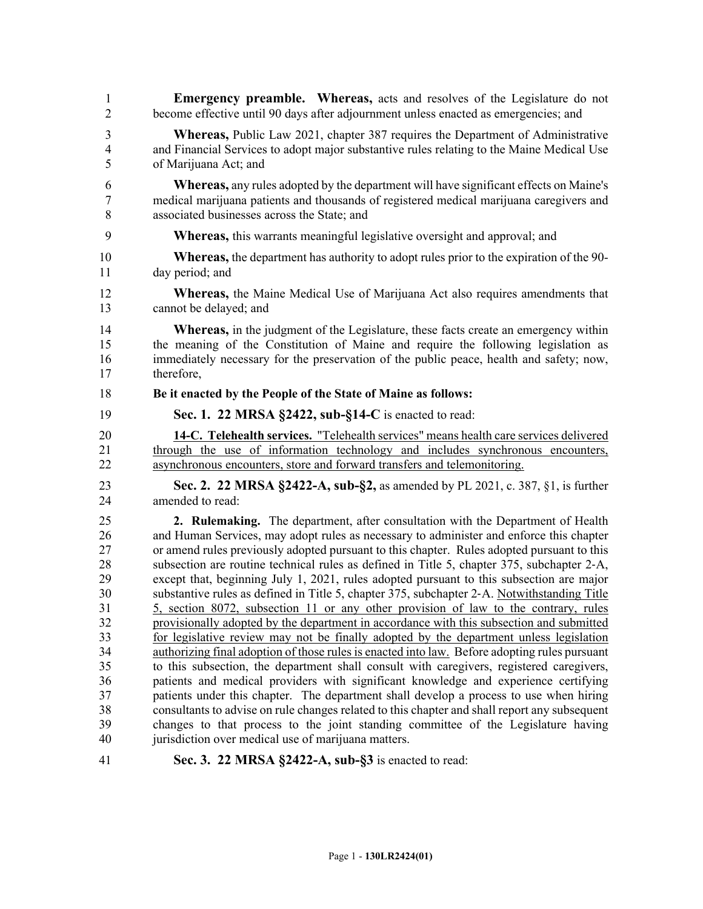**Emergency preamble. Whereas,** acts and resolves of the Legislature do not become effective until 90 days after adjournment unless enacted as emergencies; and

**Whereas,** Public Law 2021, chapter 387 requires the Department of Administrative and Financial Services to adopt major substantive rules relating to the Maine Medical Use of Marijuana Act; and

**Whereas,** any rules adopted by the department will have significant effects on Maine's medical marijuana patients and thousands of registered medical marijuana caregivers and associated businesses across the State; and

**Whereas,** this warrants meaningful legislative oversight and approval; and

**Whereas,** the department has authority to adopt rules prior to the expiration of the 90-day period; and

**Whereas,** the Maine Medical Use of Marijuana Act also requires amendments that cannot be delayed; and

**Whereas,** in the judgment of the Legislature, these facts create an emergency within the meaning of the Constitution of Maine and require the following legislation as immediately necessary for the preservation of the public peace, health and safety; now, therefore,

**Be it enacted by the People of the State of Maine as follows:**

**Sec. 1. 22 MRSA §2422, sub-§14-C** is enacted to read:

**14-C. Telehealth services.** "Telehealth services" means health care services delivered through the use of information technology and includes synchronous encounters, asynchronous encounters, store and forward transfers and telemonitoring.

**Sec. 2. 22 MRSA §2422-A, sub-§2,** as amended by PL 2021, c. 387, §1, is further amended to read:

**2. Rulemaking.** The department, after consultation with the Department of Health and Human Services, may adopt rules as necessary to administer and enforce this chapter or amend rules previously adopted pursuant to this chapter. Rules adopted pursuant to this subsection are routine technical rules as defined in Title 5, chapter 375, subchapter 2-A, except that, beginning July 1, 2021, rules adopted pursuant to this subsection are major substantive rules as defined in Title 5, chapter 375, subchapter 2-A. Notwithstanding Title 5, section 8072, subsection 11 or any other provision of law to the contrary, rules provisionally adopted by the department in accordance with this subsection and submitted for legislative review may not be finally adopted by the department unless legislation authorizing final adoption of those rules is enacted into law. Before adopting rules pursuant to this subsection, the department shall consult with caregivers, registered caregivers, patients and medical providers with significant knowledge and experience certifying patients under this chapter. The department shall develop a process to use when hiring consultants to advise on rule changes related to this chapter and shall report any subsequent changes to that process to the joint standing committee of the Legislature having jurisdiction over medical use of marijuana matters.

**Sec. 3. 22 MRSA §2422-A, sub-§3** is enacted to read: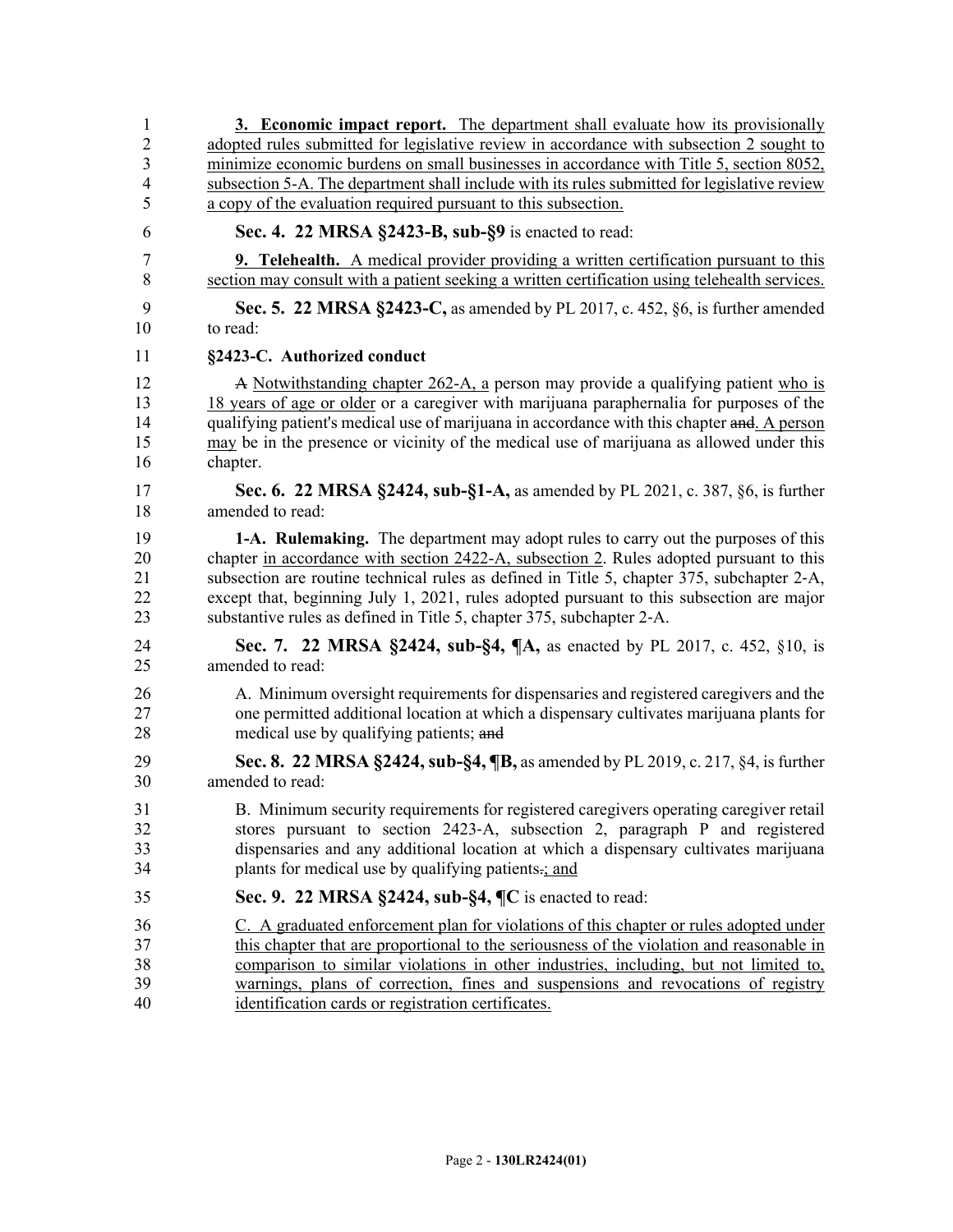**3. Economic impact report.** The department shall evaluate how its provisionally adopted rules submitted for legislative review in accordance with subsection 2 sought to minimize economic burdens on small businesses in accordance with Title 5, section 8052, subsection 5-A. The department shall include with its rules submitted for legislative review a copy of the evaluation required pursuant to this subsection.

**Sec. 4. 22 MRSA §2423-B, sub-§9** is enacted to read:

**9. Telehealth.** A medical provider providing a written certification pursuant to this section may consult with a patient seeking a written certification using telehealth services.

**Sec. 5. 22 MRSA §2423-C,** as amended by PL 2017, c. 452, §6, is further amended to read:

**§2423-C. Authorized conduct**

~~A~~ Notwithstanding chapter 262-A, a person may provide a qualifying patient who is 18 years of age or older or a caregiver with marijuana paraphernalia for purposes of the qualifying patient's medical use of marijuana in accordance with this chapter ~~and~~. A person may be in the presence or vicinity of the medical use of marijuana as allowed under this chapter.

**Sec. 6. 22 MRSA §2424, sub-§1-A,** as amended by PL 2021, c. 387, §6, is further amended to read:

**1-A. Rulemaking.** The department may adopt rules to carry out the purposes of this chapter in accordance with section 2422-A, subsection 2. Rules adopted pursuant to this subsection are routine technical rules as defined in Title 5, chapter 375, subchapter 2-A, except that, beginning July 1, 2021, rules adopted pursuant to this subsection are major substantive rules as defined in Title 5, chapter 375, subchapter 2-A.

**Sec. 7. 22 MRSA §2424, sub-§4, ¶A,** as enacted by PL 2017, c. 452, §10, is amended to read:

A. Minimum oversight requirements for dispensaries and registered caregivers and the one permitted additional location at which a dispensary cultivates marijuana plants for medical use by qualifying patients; ~~and~~

**Sec. 8. 22 MRSA §2424, sub-§4, ¶B,** as amended by PL 2019, c. 217, §4, is further amended to read:

B. Minimum security requirements for registered caregivers operating caregiver retail stores pursuant to section 2423-A, subsection 2, paragraph P and registered dispensaries and any additional location at which a dispensary cultivates marijuana plants for medical use by qualifying patients~~.~~; and

**Sec. 9. 22 MRSA §2424, sub-§4, ¶C** is enacted to read:

C. A graduated enforcement plan for violations of this chapter or rules adopted under this chapter that are proportional to the seriousness of the violation and reasonable in comparison to similar violations in other industries, including, but not limited to, warnings, plans of correction, fines and suspensions and revocations of registry identification cards or registration certificates.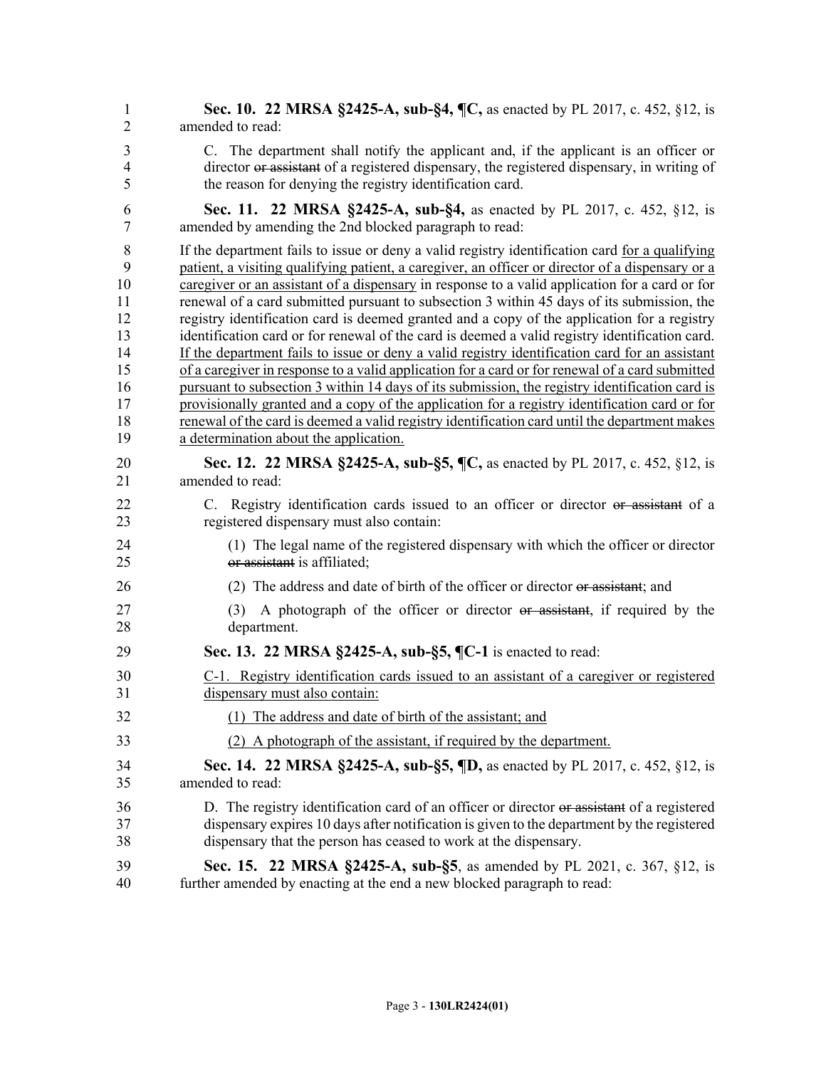**Sec. 10. 22 MRSA §2425-A, sub-§4, ¶C,** as enacted by PL 2017, c. 452, §12, is amended to read:

C. The department shall notify the applicant and, if the applicant is an officer or director ~~or assistant~~ of a registered dispensary, the registered dispensary, in writing of the reason for denying the registry identification card.

**Sec. 11. 22 MRSA §2425-A, sub-§4,** as enacted by PL 2017, c. 452, §12, is amended by amending the 2nd blocked paragraph to read:

If the department fails to issue or deny a valid registry identification card <u>for a qualifying patient, a visiting qualifying patient, a caregiver, an officer or director of a dispensary or a caregiver or an assistant of a dispensary</u> in response to a valid application for a card or for renewal of a card submitted pursuant to subsection 3 within 45 days of its submission, the registry identification card is deemed granted and a copy of the application for a registry identification card or for renewal of the card is deemed a valid registry identification card. <u>If the department fails to issue or deny a valid registry identification card for an assistant of a caregiver in response to a valid application for a card or for renewal of a card submitted pursuant to subsection 3 within 14 days of its submission, the registry identification card is provisionally granted and a copy of the application for a registry identification card or for renewal of the card is deemed a valid registry identification card until the department makes a determination about the application.</u>

**Sec. 12. 22 MRSA §2425-A, sub-§5, ¶C,** as enacted by PL 2017, c. 452, §12, is amended to read:

C. Registry identification cards issued to an officer or director ~~or assistant~~ of a registered dispensary must also contain:

(1) The legal name of the registered dispensary with which the officer or director ~~or assistant~~ is affiliated;

(2) The address and date of birth of the officer or director ~~or assistant~~; and

(3) A photograph of the officer or director ~~or assistant~~, if required by the department.

**Sec. 13. 22 MRSA §2425-A, sub-§5, ¶C-1** is enacted to read:

<u>C-1. Registry identification cards issued to an assistant of a caregiver or registered dispensary must also contain:</u>

<u>(1) The address and date of birth of the assistant; and</u>

<u>(2) A photograph of the assistant, if required by the department.</u>

**Sec. 14. 22 MRSA §2425-A, sub-§5, ¶D,** as enacted by PL 2017, c. 452, §12, is amended to read:

D. The registry identification card of an officer or director ~~or assistant~~ of a registered dispensary expires 10 days after notification is given to the department by the registered dispensary that the person has ceased to work at the dispensary.

**Sec. 15. 22 MRSA §2425-A, sub-§5**, as amended by PL 2021, c. 367, §12, is further amended by enacting at the end a new blocked paragraph to read: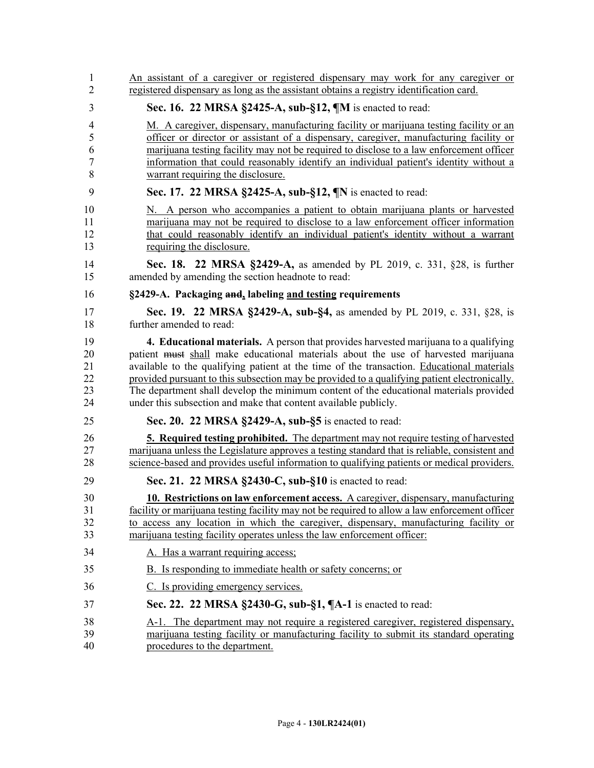An assistant of a caregiver or registered dispensary may work for any caregiver or registered dispensary as long as the assistant obtains a registry identification card.

**Sec. 16. 22 MRSA §2425-A, sub-§12, ¶M** is enacted to read:

M. A caregiver, dispensary, manufacturing facility or marijuana testing facility or an officer or director or assistant of a dispensary, caregiver, manufacturing facility or marijuana testing facility may not be required to disclose to a law enforcement officer information that could reasonably identify an individual patient's identity without a warrant requiring the disclosure.

**Sec. 17. 22 MRSA §2425-A, sub-§12, ¶N** is enacted to read:

N. A person who accompanies a patient to obtain marijuana plants or harvested marijuana may not be required to disclose to a law enforcement officer information that could reasonably identify an individual patient's identity without a warrant requiring the disclosure.

**Sec. 18. 22 MRSA §2429-A,** as amended by PL 2019, c. 331, §28, is further amended by amending the section headnote to read:

**§2429-A. Packaging ~~and~~, labeling and testing requirements**

**Sec. 19. 22 MRSA §2429-A, sub-§4,** as amended by PL 2019, c. 331, §28, is further amended to read:

**4. Educational materials.** A person that provides harvested marijuana to a qualifying patient ~~must~~ shall make educational materials about the use of harvested marijuana available to the qualifying patient at the time of the transaction. Educational materials provided pursuant to this subsection may be provided to a qualifying patient electronically. The department shall develop the minimum content of the educational materials provided under this subsection and make that content available publicly.

**Sec. 20. 22 MRSA §2429-A, sub-§5** is enacted to read:

**5. Required testing prohibited.** The department may not require testing of harvested marijuana unless the Legislature approves a testing standard that is reliable, consistent and science-based and provides useful information to qualifying patients or medical providers.

**Sec. 21. 22 MRSA §2430-C, sub-§10** is enacted to read:

**10. Restrictions on law enforcement access.** A caregiver, dispensary, manufacturing facility or marijuana testing facility may not be required to allow a law enforcement officer to access any location in which the caregiver, dispensary, manufacturing facility or marijuana testing facility operates unless the law enforcement officer:

A. Has a warrant requiring access;

B. Is responding to immediate health or safety concerns; or

C. Is providing emergency services.

**Sec. 22. 22 MRSA §2430-G, sub-§1, ¶A-1** is enacted to read:

A-1. The department may not require a registered caregiver, registered dispensary, marijuana testing facility or manufacturing facility to submit its standard operating procedures to the department.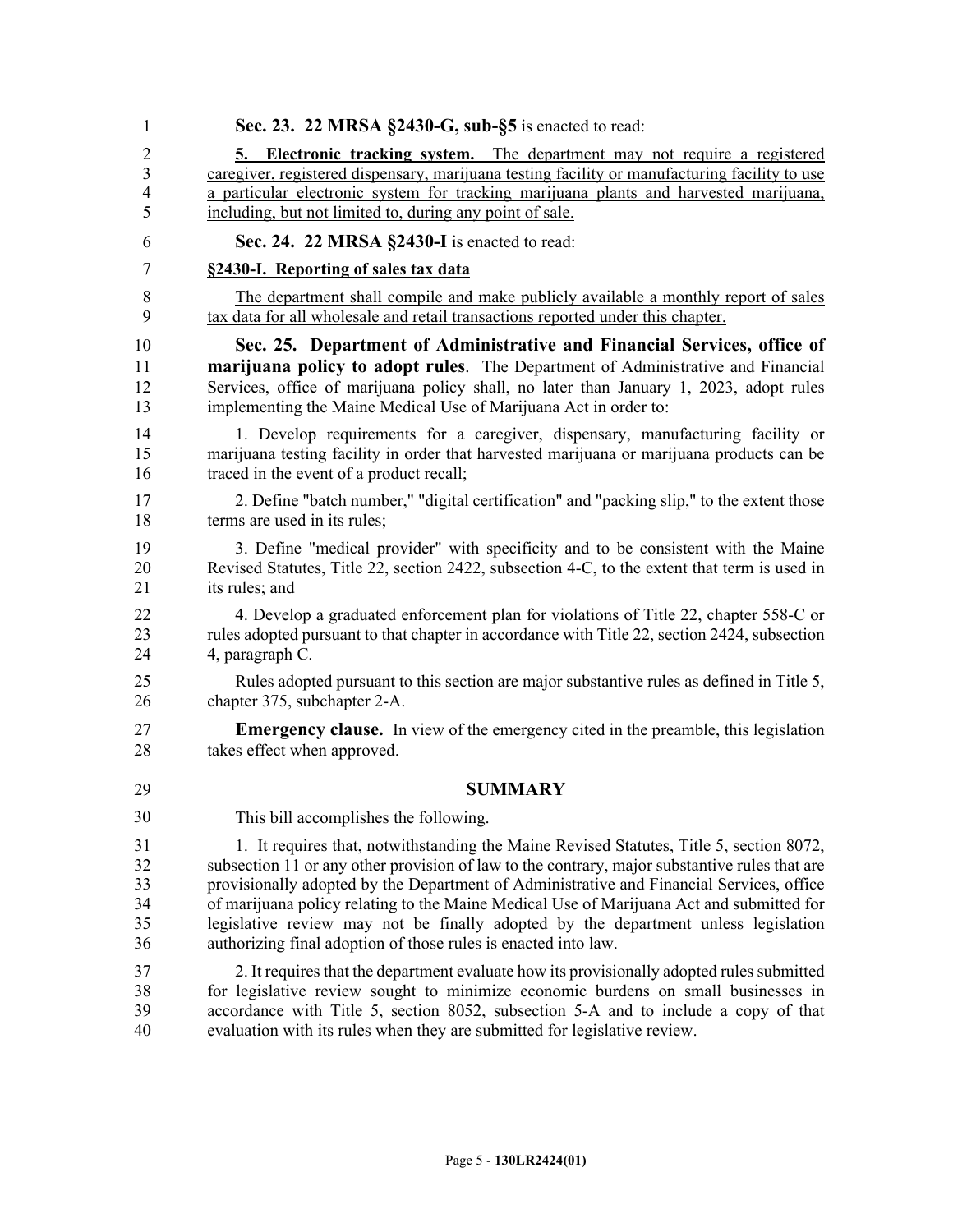**Sec. 23. 22 MRSA §2430-G, sub-§5** is enacted to read:

**5. Electronic tracking system.** The department may not require a registered caregiver, registered dispensary, marijuana testing facility or manufacturing facility to use a particular electronic system for tracking marijuana plants and harvested marijuana, including, but not limited to, during any point of sale.

**Sec. 24. 22 MRSA §2430-I** is enacted to read:

**§2430-I. Reporting of sales tax data**

The department shall compile and make publicly available a monthly report of sales tax data for all wholesale and retail transactions reported under this chapter.

**Sec. 25. Department of Administrative and Financial Services, office of marijuana policy to adopt rules**. The Department of Administrative and Financial Services, office of marijuana policy shall, no later than January 1, 2023, adopt rules implementing the Maine Medical Use of Marijuana Act in order to:

1. Develop requirements for a caregiver, dispensary, manufacturing facility or marijuana testing facility in order that harvested marijuana or marijuana products can be traced in the event of a product recall;

2. Define "batch number," "digital certification" and "packing slip," to the extent those terms are used in its rules;

3. Define "medical provider" with specificity and to be consistent with the Maine Revised Statutes, Title 22, section 2422, subsection 4-C, to the extent that term is used in its rules; and

4. Develop a graduated enforcement plan for violations of Title 22, chapter 558-C or rules adopted pursuant to that chapter in accordance with Title 22, section 2424, subsection 4, paragraph C.

Rules adopted pursuant to this section are major substantive rules as defined in Title 5, chapter 375, subchapter 2-A.

**Emergency clause.** In view of the emergency cited in the preamble, this legislation takes effect when approved.

## SUMMARY

This bill accomplishes the following.

1. It requires that, notwithstanding the Maine Revised Statutes, Title 5, section 8072, subsection 11 or any other provision of law to the contrary, major substantive rules that are provisionally adopted by the Department of Administrative and Financial Services, office of marijuana policy relating to the Maine Medical Use of Marijuana Act and submitted for legislative review may not be finally adopted by the department unless legislation authorizing final adoption of those rules is enacted into law.

2. It requires that the department evaluate how its provisionally adopted rules submitted for legislative review sought to minimize economic burdens on small businesses in accordance with Title 5, section 8052, subsection 5-A and to include a copy of that evaluation with its rules when they are submitted for legislative review.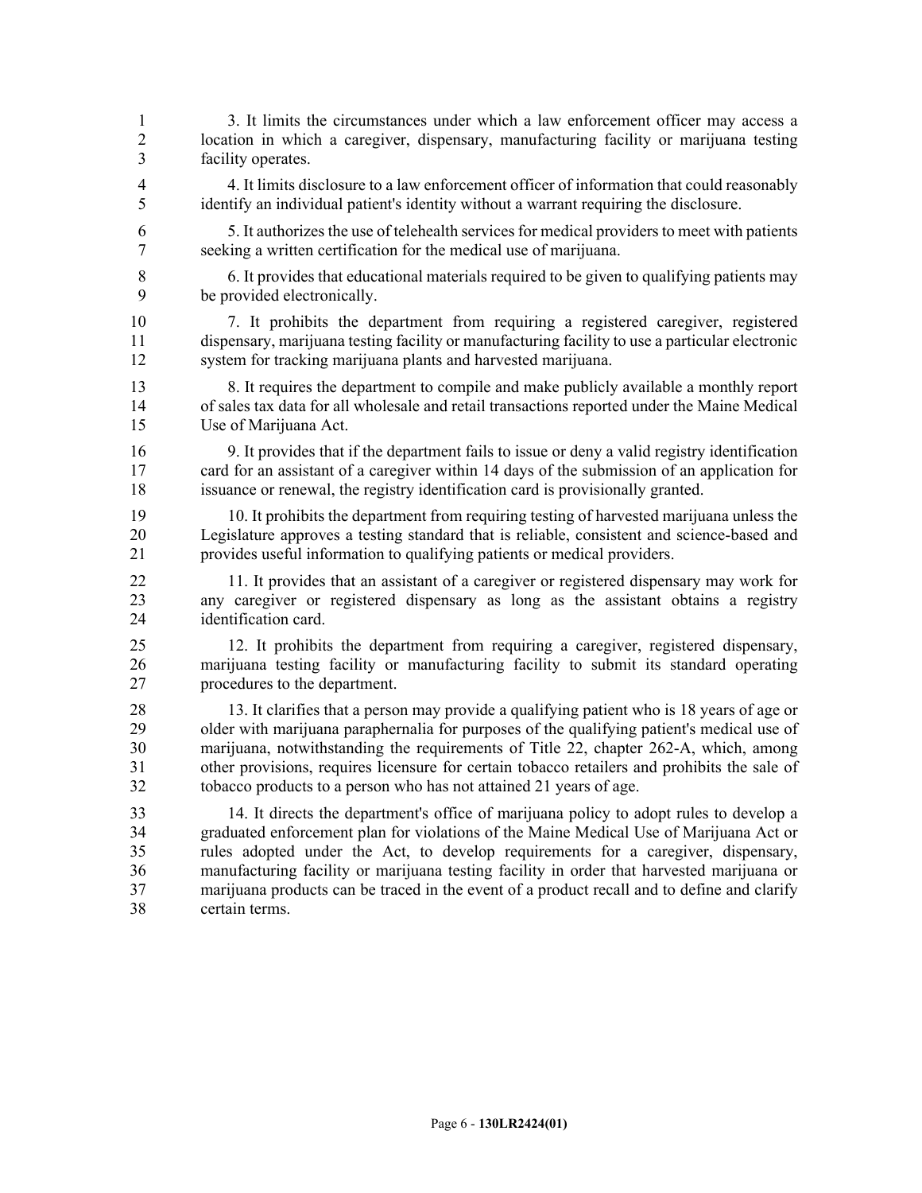3. It limits the circumstances under which a law enforcement officer may access a location in which a caregiver, dispensary, manufacturing facility or marijuana testing facility operates.

4. It limits disclosure to a law enforcement officer of information that could reasonably identify an individual patient's identity without a warrant requiring the disclosure.

5. It authorizes the use of telehealth services for medical providers to meet with patients seeking a written certification for the medical use of marijuana.

6. It provides that educational materials required to be given to qualifying patients may be provided electronically.

7. It prohibits the department from requiring a registered caregiver, registered dispensary, marijuana testing facility or manufacturing facility to use a particular electronic system for tracking marijuana plants and harvested marijuana.

8. It requires the department to compile and make publicly available a monthly report of sales tax data for all wholesale and retail transactions reported under the Maine Medical Use of Marijuana Act.

9. It provides that if the department fails to issue or deny a valid registry identification card for an assistant of a caregiver within 14 days of the submission of an application for issuance or renewal, the registry identification card is provisionally granted.

10. It prohibits the department from requiring testing of harvested marijuana unless the Legislature approves a testing standard that is reliable, consistent and science-based and provides useful information to qualifying patients or medical providers.

11. It provides that an assistant of a caregiver or registered dispensary may work for any caregiver or registered dispensary as long as the assistant obtains a registry identification card.

12. It prohibits the department from requiring a caregiver, registered dispensary, marijuana testing facility or manufacturing facility to submit its standard operating procedures to the department.

13. It clarifies that a person may provide a qualifying patient who is 18 years of age or older with marijuana paraphernalia for purposes of the qualifying patient's medical use of marijuana, notwithstanding the requirements of Title 22, chapter 262-A, which, among other provisions, requires licensure for certain tobacco retailers and prohibits the sale of tobacco products to a person who has not attained 21 years of age.

14. It directs the department's office of marijuana policy to adopt rules to develop a graduated enforcement plan for violations of the Maine Medical Use of Marijuana Act or rules adopted under the Act, to develop requirements for a caregiver, dispensary, manufacturing facility or marijuana testing facility in order that harvested marijuana or marijuana products can be traced in the event of a product recall and to define and clarify certain terms.